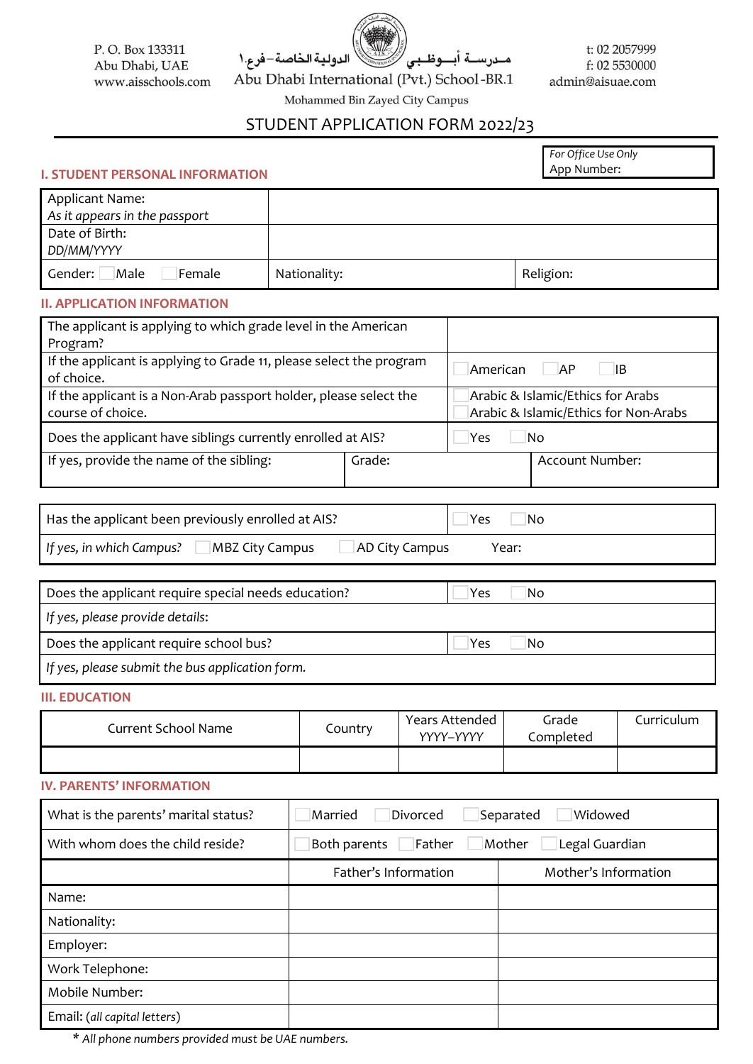P. O. Box 133311
Abu Dhabi, UAE
www.aisschools.com

مــدرســة أبــوظــبــي الدولية الخاصة –فرع.١
Abu Dhabi International (Pvt.) School-BR.1
Mohammed Bin Zayed City Campus

t: 02 2057999
f: 02 5530000
admin@aisuae.com

# STUDENT APPLICATION FORM 2022/23

*For Office Use Only*
App Number:

## I. STUDENT PERSONAL INFORMATION

| | | |
|---|---|---|
| Applicant Name:<br>*As it appears in the passport* | | |
| Date of Birth:<br>*DD/MM/YYYY* | | |
| Gender: ☐ Male ☐ Female | Nationality: | Religion: |

## II. APPLICATION INFORMATION

| | | |
|---|---|---|
| The applicant is applying to which grade level in the American Program? | | |
| If the applicant is applying to Grade 11, please select the program of choice. | ☐ American ☐ AP ☐ IB | |
| If the applicant is a Non-Arab passport holder, please select the course of choice. | ☐ Arabic & Islamic/Ethics for Arabs<br>☐ Arabic & Islamic/Ethics for Non-Arabs | |
| Does the applicant have siblings currently enrolled at AIS? | ☐ Yes ☐ No | |
| If yes, provide the name of the sibling: | Grade: | Account Number: |

| | |
|---|---|
| Has the applicant been previously enrolled at AIS? | ☐ Yes ☐ No |
| *If yes, in which Campus?* ☐ MBZ City Campus ☐ AD City Campus | Year: |

| | |
|---|---|
| Does the applicant require special needs education? | ☐ Yes ☐ No |
| *If yes, please provide details*: | |
| Does the applicant require school bus? | ☐ Yes ☐ No |
| *If yes, please submit the bus application form.* | |

## III. EDUCATION

| Current School Name | Country | Years Attended YYYY–YYYY | Grade Completed | Curriculum |
|---|---|---|---|---|
| | | | | |

## IV. PARENTS' INFORMATION

| | | |
|---|---|---|
| What is the parents' marital status? | ☐ Married ☐ Divorced ☐ Separated ☐ Widowed | |
| With whom does the child reside? | ☐ Both parents ☐ Father ☐ Mother ☐ Legal Guardian | |
| | Father's Information | Mother's Information |
| Name: | | |
| Nationality: | | |
| Employer: | | |
| Work Telephone: | | |
| Mobile Number: | | |
| Email: (*all capital letters*) | | |

\* *All phone numbers provided must be UAE numbers.*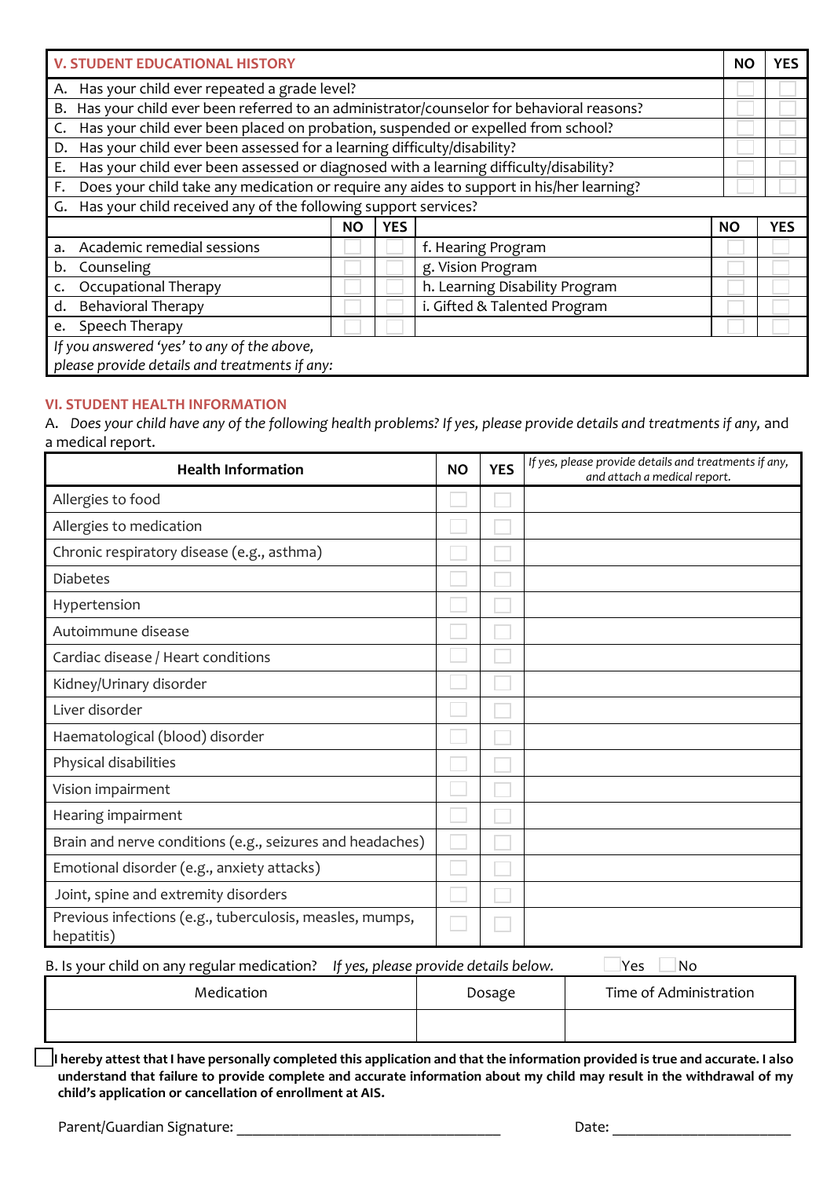| V. STUDENT EDUCATIONAL HISTORY | | | | NO | YES |
|---|---|---|---|---|---|
| A. Has your child ever repeated a grade level? | | | | ☐ | ☐ |
| B. Has your child ever been referred to an administrator/counselor for behavioral reasons? | | | | ☐ | ☐ |
| C. Has your child ever been placed on probation, suspended or expelled from school? | | | | ☐ | ☐ |
| D. Has your child ever been assessed for a learning difficulty/disability? | | | | ☐ | ☐ |
| E. Has your child ever been assessed or diagnosed with a learning difficulty/disability? | | | | ☐ | ☐ |
| F. Does your child take any medication or require any aides to support in his/her learning? | | | | ☐ | ☐ |
| G. Has your child received any of the following support services? | | | | | |
| | NO | YES | | NO | YES |
| a. Academic remedial sessions | ☐ | ☐ | f. Hearing Program | ☐ | ☐ |
| b. Counseling | ☐ | ☐ | g. Vision Program | ☐ | ☐ |
| c. Occupational Therapy | ☐ | ☐ | h. Learning Disability Program | ☐ | ☐ |
| d. Behavioral Therapy | ☐ | ☐ | i. Gifted & Talented Program | ☐ | ☐ |
| e. Speech Therapy | ☐ | ☐ | | ☐ | ☐ |
| *If you answered 'yes' to any of the above, please provide details and treatments if any:* | | | | | |

## VI. STUDENT HEALTH INFORMATION

A. *Does your child have any of the following health problems? If yes, please provide details and treatments if any,* and a medical report.

| Health Information | NO | YES | *If yes, please provide details and treatments if any, and attach a medical report.* |
|---|---|---|---|
| Allergies to food | ☐ | ☐ | |
| Allergies to medication | ☐ | ☐ | |
| Chronic respiratory disease (e.g., asthma) | ☐ | ☐ | |
| Diabetes | ☐ | ☐ | |
| Hypertension | ☐ | ☐ | |
| Autoimmune disease | ☐ | ☐ | |
| Cardiac disease / Heart conditions | ☐ | ☐ | |
| Kidney/Urinary disorder | ☐ | ☐ | |
| Liver disorder | ☐ | ☐ | |
| Haematological (blood) disorder | ☐ | ☐ | |
| Physical disabilities | ☐ | ☐ | |
| Vision impairment | ☐ | ☐ | |
| Hearing impairment | ☐ | ☐ | |
| Brain and nerve conditions (e.g., seizures and headaches) | ☐ | ☐ | |
| Emotional disorder (e.g., anxiety attacks) | ☐ | ☐ | |
| Joint, spine and extremity disorders | ☐ | ☐ | |
| Previous infections (e.g., tuberculosis, measles, mumps, hepatitis) | ☐ | ☐ | |

B. Is your child on any regular medication? *If yes, please provide details below.* ☐ Yes ☐ No

| Medication | Dosage | Time of Administration |
|---|---|---|
| | | |

☐ **I hereby attest that I have personally completed this application and that the information provided is true and accurate. I also understand that failure to provide complete and accurate information about my child may result in the withdrawal of my child's application or cancellation of enrollment at AIS.**

Parent/Guardian Signature: ___________________________________ Date: ________________________